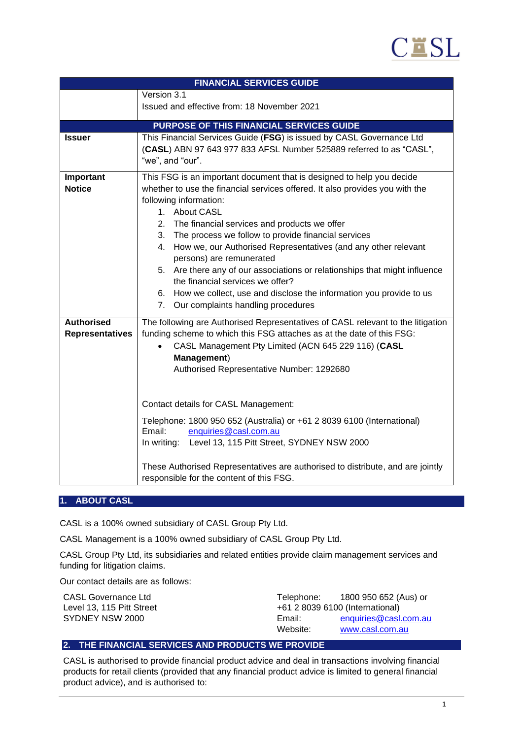| FINANCIAL SERVICES GUIDE | |
|---|---|
| | Version 3.1<br>Issued and effective from: 18 November 2021 |
| **PURPOSE OF THIS FINANCIAL SERVICES GUIDE** | |
| **Issuer** | This Financial Services Guide (**FSG**) is issued by CASL Governance Ltd (**CASL**) ABN 97 643 977 833 AFSL Number 525889 referred to as "CASL", "we", and "our". |
| **Important Notice** | This FSG is an important document that is designed to help you decide whether to use the financial services offered. It also provides you with the following information:<br>1. About CASL<br>2. The financial services and products we offer<br>3. The process we follow to provide financial services<br>4. How we, our Authorised Representatives (and any other relevant persons) are remunerated<br>5. Are there any of our associations or relationships that might influence the financial services we offer?<br>6. How we collect, use and disclose the information you provide to us<br>7. Our complaints handling procedures |
| **Authorised Representatives** | The following are Authorised Representatives of CASL relevant to the litigation funding scheme to which this FSG attaches as at the date of this FSG:<br>• CASL Management Pty Limited (ACN 645 229 116) (**CASL Management**)<br>Authorised Representative Number: 1292680<br><br>Contact details for CASL Management:<br><br>Telephone: 1800 950 652 (Australia) or +61 2 8039 6100 (International)<br>Email: enquiries@casl.com.au<br>In writing: Level 13, 115 Pitt Street, SYDNEY NSW 2000<br><br>These Authorised Representatives are authorised to distribute, and are jointly responsible for the content of this FSG. |

## 1. ABOUT CASL

CASL is a 100% owned subsidiary of CASL Group Pty Ltd.

CASL Management is a 100% owned subsidiary of CASL Group Pty Ltd.

CASL Group Pty Ltd, its subsidiaries and related entities provide claim management services and funding for litigation claims.

Our contact details are as follows:

CASL Governance Ltd
Level 13, 115 Pitt Street
SYDNEY NSW 2000

Telephone: 1800 950 652 (Aus) or +61 2 8039 6100 (International)
Email: enquiries@casl.com.au
Website: www.casl.com.au

## 2. THE FINANCIAL SERVICES AND PRODUCTS WE PROVIDE

CASL is authorised to provide financial product advice and deal in transactions involving financial products for retail clients (provided that any financial product advice is limited to general financial product advice), and is authorised to: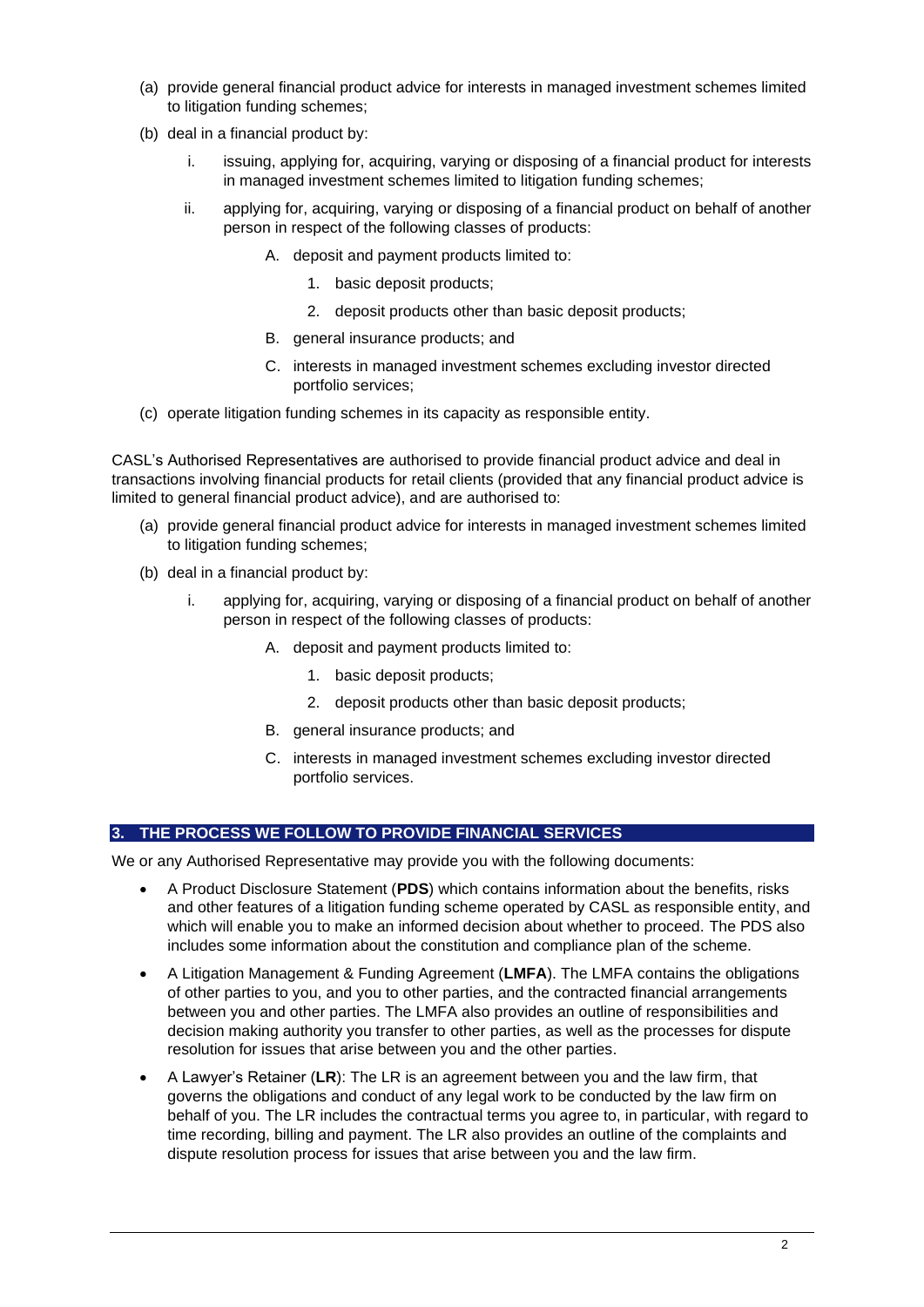(a) provide general financial product advice for interests in managed investment schemes limited to litigation funding schemes;

(b) deal in a financial product by:

   i. issuing, applying for, acquiring, varying or disposing of a financial product for interests in managed investment schemes limited to litigation funding schemes;

   ii. applying for, acquiring, varying or disposing of a financial product on behalf of another person in respect of the following classes of products:

      A. deposit and payment products limited to:

         1. basic deposit products;

         2. deposit products other than basic deposit products;

      B. general insurance products; and

      C. interests in managed investment schemes excluding investor directed portfolio services;

(c) operate litigation funding schemes in its capacity as responsible entity.

CASL's Authorised Representatives are authorised to provide financial product advice and deal in transactions involving financial products for retail clients (provided that any financial product advice is limited to general financial product advice), and are authorised to:

(a) provide general financial product advice for interests in managed investment schemes limited to litigation funding schemes;

(b) deal in a financial product by:

   i. applying for, acquiring, varying or disposing of a financial product on behalf of another person in respect of the following classes of products:

      A. deposit and payment products limited to:

         1. basic deposit products;

         2. deposit products other than basic deposit products;

      B. general insurance products; and

      C. interests in managed investment schemes excluding investor directed portfolio services.

## 3. THE PROCESS WE FOLLOW TO PROVIDE FINANCIAL SERVICES

We or any Authorised Representative may provide you with the following documents:

- A Product Disclosure Statement (**PDS**) which contains information about the benefits, risks and other features of a litigation funding scheme operated by CASL as responsible entity, and which will enable you to make an informed decision about whether to proceed. The PDS also includes some information about the constitution and compliance plan of the scheme.
- A Litigation Management & Funding Agreement (**LMFA**). The LMFA contains the obligations of other parties to you, and you to other parties, and the contracted financial arrangements between you and other parties. The LMFA also provides an outline of responsibilities and decision making authority you transfer to other parties, as well as the processes for dispute resolution for issues that arise between you and the other parties.
- A Lawyer's Retainer (**LR**): The LR is an agreement between you and the law firm, that governs the obligations and conduct of any legal work to be conducted by the law firm on behalf of you. The LR includes the contractual terms you agree to, in particular, with regard to time recording, billing and payment. The LR also provides an outline of the complaints and dispute resolution process for issues that arise between you and the law firm.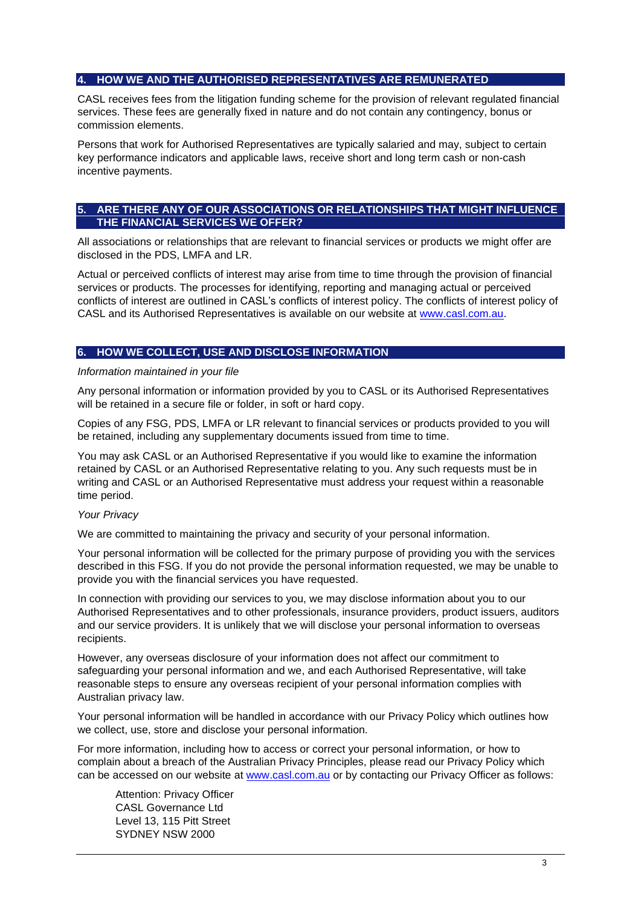## 4. HOW WE AND THE AUTHORISED REPRESENTATIVES ARE REMUNERATED

CASL receives fees from the litigation funding scheme for the provision of relevant regulated financial services. These fees are generally fixed in nature and do not contain any contingency, bonus or commission elements.

Persons that work for Authorised Representatives are typically salaried and may, subject to certain key performance indicators and applicable laws, receive short and long term cash or non-cash incentive payments.

## 5. ARE THERE ANY OF OUR ASSOCIATIONS OR RELATIONSHIPS THAT MIGHT INFLUENCE THE FINANCIAL SERVICES WE OFFER?

All associations or relationships that are relevant to financial services or products we might offer are disclosed in the PDS, LMFA and LR.

Actual or perceived conflicts of interest may arise from time to time through the provision of financial services or products. The processes for identifying, reporting and managing actual or perceived conflicts of interest are outlined in CASL's conflicts of interest policy. The conflicts of interest policy of CASL and its Authorised Representatives is available on our website at [www.casl.com.au](http://www.casl.com.au).

## 6. HOW WE COLLECT, USE AND DISCLOSE INFORMATION

*Information maintained in your file*

Any personal information or information provided by you to CASL or its Authorised Representatives will be retained in a secure file or folder, in soft or hard copy.

Copies of any FSG, PDS, LMFA or LR relevant to financial services or products provided to you will be retained, including any supplementary documents issued from time to time.

You may ask CASL or an Authorised Representative if you would like to examine the information retained by CASL or an Authorised Representative relating to you. Any such requests must be in writing and CASL or an Authorised Representative must address your request within a reasonable time period.

*Your Privacy*

We are committed to maintaining the privacy and security of your personal information.

Your personal information will be collected for the primary purpose of providing you with the services described in this FSG. If you do not provide the personal information requested, we may be unable to provide you with the financial services you have requested.

In connection with providing our services to you, we may disclose information about you to our Authorised Representatives and to other professionals, insurance providers, product issuers, auditors and our service providers. It is unlikely that we will disclose your personal information to overseas recipients.

However, any overseas disclosure of your information does not affect our commitment to safeguarding your personal information and we, and each Authorised Representative, will take reasonable steps to ensure any overseas recipient of your personal information complies with Australian privacy law.

Your personal information will be handled in accordance with our Privacy Policy which outlines how we collect, use, store and disclose your personal information.

For more information, including how to access or correct your personal information, or how to complain about a breach of the Australian Privacy Principles, please read our Privacy Policy which can be accessed on our website at [www.casl.com.au](http://www.casl.com.au) or by contacting our Privacy Officer as follows:

Attention: Privacy Officer
CASL Governance Ltd
Level 13, 115 Pitt Street
SYDNEY NSW 2000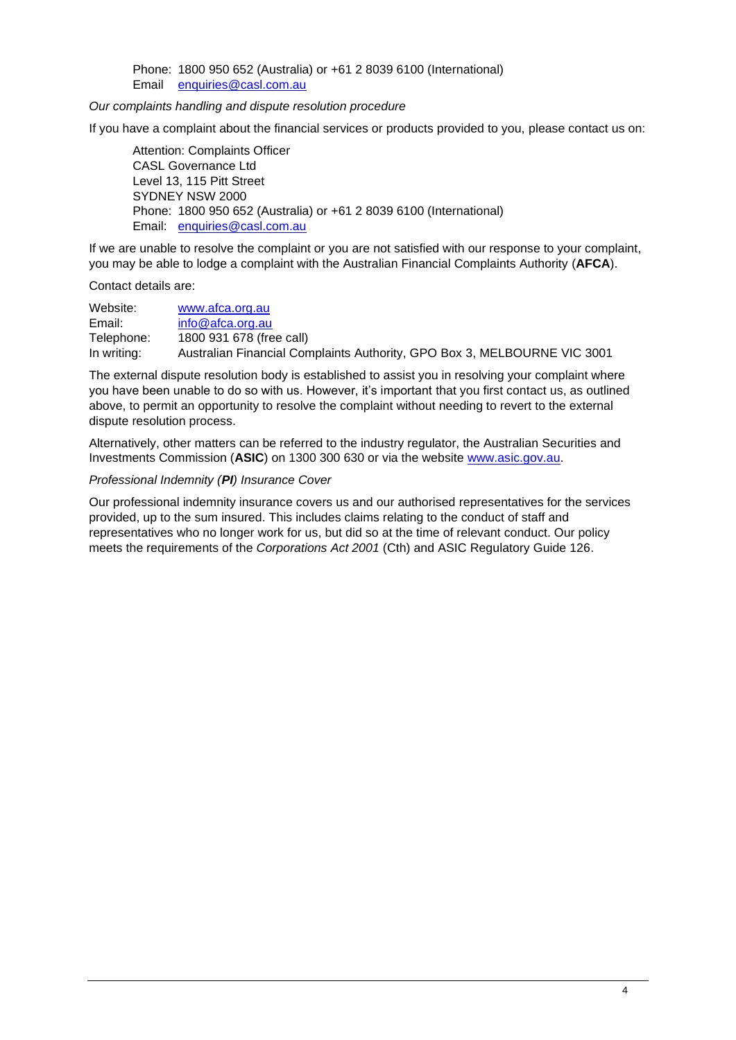Phone: 1800 950 652 (Australia) or +61 2 8039 6100 (International)
Email enquiries@casl.com.au

*Our complaints handling and dispute resolution procedure*

If you have a complaint about the financial services or products provided to you, please contact us on:

Attention: Complaints Officer
CASL Governance Ltd
Level 13, 115 Pitt Street
SYDNEY NSW 2000
Phone: 1800 950 652 (Australia) or +61 2 8039 6100 (International)
Email: enquiries@casl.com.au

If we are unable to resolve the complaint or you are not satisfied with our response to your complaint, you may be able to lodge a complaint with the Australian Financial Complaints Authority (**AFCA**).

Contact details are:

| | |
|---|---|
| Website: | www.afca.org.au |
| Email: | info@afca.org.au |
| Telephone: | 1800 931 678 (free call) |
| In writing: | Australian Financial Complaints Authority, GPO Box 3, MELBOURNE VIC 3001 |

The external dispute resolution body is established to assist you in resolving your complaint where you have been unable to do so with us. However, it's important that you first contact us, as outlined above, to permit an opportunity to resolve the complaint without needing to revert to the external dispute resolution process.

Alternatively, other matters can be referred to the industry regulator, the Australian Securities and Investments Commission (**ASIC**) on 1300 300 630 or via the website www.asic.gov.au.

*Professional Indemnity (**PI**) Insurance Cover*

Our professional indemnity insurance covers us and our authorised representatives for the services provided, up to the sum insured. This includes claims relating to the conduct of staff and representatives who no longer work for us, but did so at the time of relevant conduct. Our policy meets the requirements of the *Corporations Act 2001* (Cth) and ASIC Regulatory Guide 126.